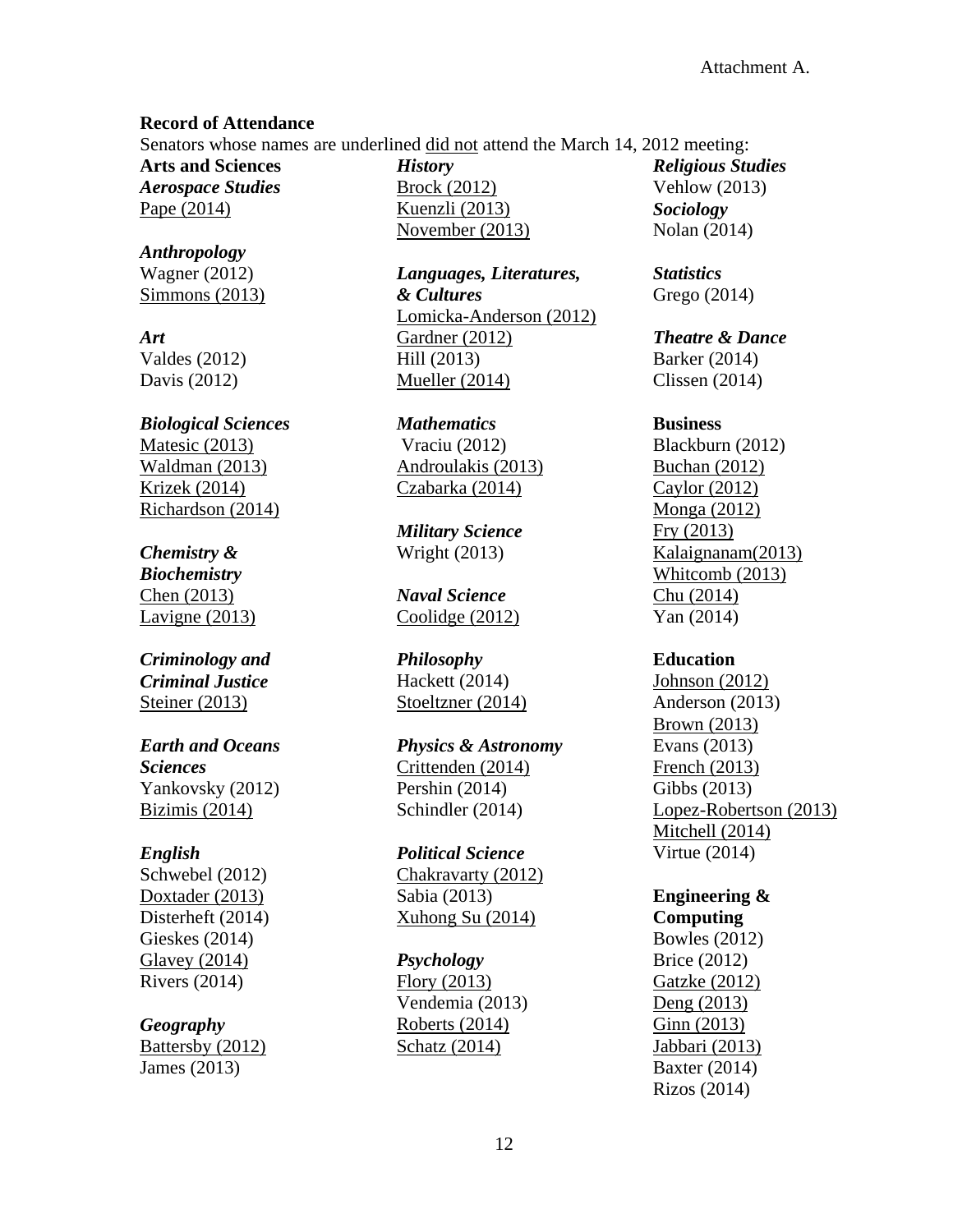Attachment A.

**Record of Attendance**

Senators whose names are underlined <u>did not</u> attend the March 14, 2012 meeting:

**Arts and Sciences**

***Aerospace Studies***
<u>Pape (2014)</u>

***Anthropology***
Wagner (2012)
<u>Simmons (2013)</u>

***Art***
Valdes (2012)
Davis (2012)

***Biological Sciences***
<u>Matesic (2013)</u>
<u>Waldman (2013)</u>
<u>Krizek (2014)</u>
<u>Richardson (2014)</u>

***Chemistry & Biochemistry***
<u>Chen (2013)</u>
<u>Lavigne (2013)</u>

***Criminology and Criminal Justice***
<u>Steiner (2013)</u>

***Earth and Oceans Sciences***
Yankovsky (2012)
<u>Bizimis (2014)</u>

***English***
Schwebel (2012)
<u>Doxtader (2013)</u>
Disterheft (2014)
Gieskes (2014)
<u>Glavey (2014)</u>
Rivers (2014)

***Geography***
<u>Battersby (2012)</u>
James (2013)

***History***
<u>Brock (2012)</u>
<u>Kuenzli (2013)</u>
<u>November (2013)</u>

***Languages, Literatures, & Cultures***
<u>Lomicka-Anderson (2012)</u>
<u>Gardner (2012)</u>
Hill (2013)
<u>Mueller (2014)</u>

***Mathematics***
Vraciu (2012)
<u>Androulakis (2013)</u>
<u>Czabarka (2014)</u>

***Military Science***
Wright (2013)

***Naval Science***
<u>Coolidge (2012)</u>

***Philosophy***
Hackett (2014)
<u>Stoeltzner (2014)</u>

***Physics & Astronomy***
<u>Crittenden (2014)</u>
Pershin (2014)
Schindler (2014)

***Political Science***
<u>Chakravarty (2012)</u>
Sabia (2013)
<u>Xuhong Su (2014)</u>

***Psychology***
<u>Flory (2013)</u>
Vendemia (2013)
<u>Roberts (2014)</u>
<u>Schatz (2014)</u>

***Religious Studies***
Vehlow (2013)

***Sociology***
Nolan (2014)

***Statistics***
Grego (2014)

***Theatre & Dance***
Barker (2014)
Clissen (2014)

**Business**
Blackburn (2012)
<u>Buchan (2012)</u>
<u>Caylor (2012)</u>
<u>Monga (2012)</u>
<u>Fry (2013)</u>
<u>Kalaignanam(2013)</u>
<u>Whitcomb (2013)</u>
<u>Chu (2014)</u>
Yan (2014)

**Education**
<u>Johnson (2012)</u>
Anderson (2013)
<u>Brown (2013)</u>
Evans (2013)
<u>French (2013)</u>
Gibbs (2013)
<u>Lopez-Robertson (2013)</u>
<u>Mitchell (2014)</u>
Virtue (2014)

**Engineering & Computing**
Bowles (2012)
Brice (2012)
<u>Gatzke (2012)</u>
<u>Deng (2013)</u>
<u>Ginn (2013)</u>
<u>Jabbari (2013)</u>
Baxter (2014)
Rizos (2014)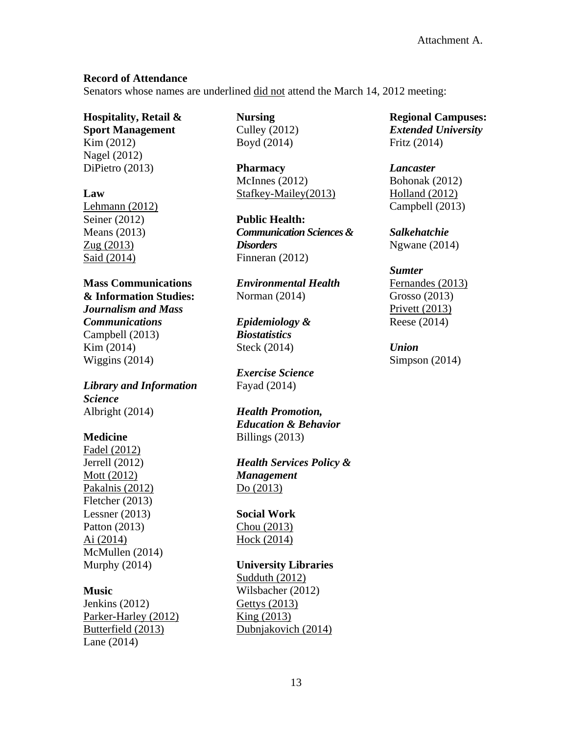Attachment A.

**Record of Attendance**

Senators whose names are underlined <u>did not</u> attend the March 14, 2012 meeting:

**Hospitality, Retail & Sport Management**
Kim (2012)
Nagel (2012)
DiPietro (2013)

**Law**
<u>Lehmann (2012)</u>
Seiner (2012)
Means (2013)
<u>Zug (2013)</u>
<u>Said (2014)</u>

**Mass Communications & Information Studies:**
***Journalism and Mass Communications***
Campbell (2013)
Kim (2014)
Wiggins (2014)

***Library and Information Science***
Albright (2014)

**Medicine**
<u>Fadel (2012)</u>
Jerrell (2012)
<u>Mott (2012)</u>
<u>Pakalnis (2012)</u>
Fletcher (2013)
Lessner (2013)
Patton (2013)
<u>Ai (2014)</u>
McMullen (2014)
Murphy (2014)

**Music**
Jenkins (2012)
<u>Parker-Harley (2012)</u>
<u>Butterfield (2013)</u>
Lane (2014)

**Nursing**
Culley (2012)
Boyd (2014)

**Pharmacy**
McInnes (2012)
<u>Stafkey-Mailey(2013)</u>

**Public Health:**
***Communication Sciences & Disorders***
Finneran (2012)

***Environmental Health***
Norman (2014)

***Epidemiology & Biostatistics***
Steck (2014)

***Exercise Science***
Fayad (2014)

***Health Promotion, Education & Behavior***
Billings (2013)

***Health Services Policy & Management***
<u>Do (2013)</u>

**Social Work**
<u>Chou (2013)</u>
<u>Hock (2014)</u>

**University Libraries**
<u>Sudduth (2012)</u>
Wilsbacher (2012)
<u>Gettys (2013)</u>
<u>King (2013)</u>
<u>Dubnjakovich (2014)</u>

**Regional Campuses:**
***Extended University***
Fritz (2014)

***Lancaster***
Bohonak (2012)
<u>Holland (2012)</u>
Campbell (2013)

***Salkehatchie***
Ngwane (2014)

***Sumter***
<u>Fernandes (2013)</u>
Grosso (2013)
<u>Privett (2013)</u>
Reese (2014)

***Union***
Simpson (2014)